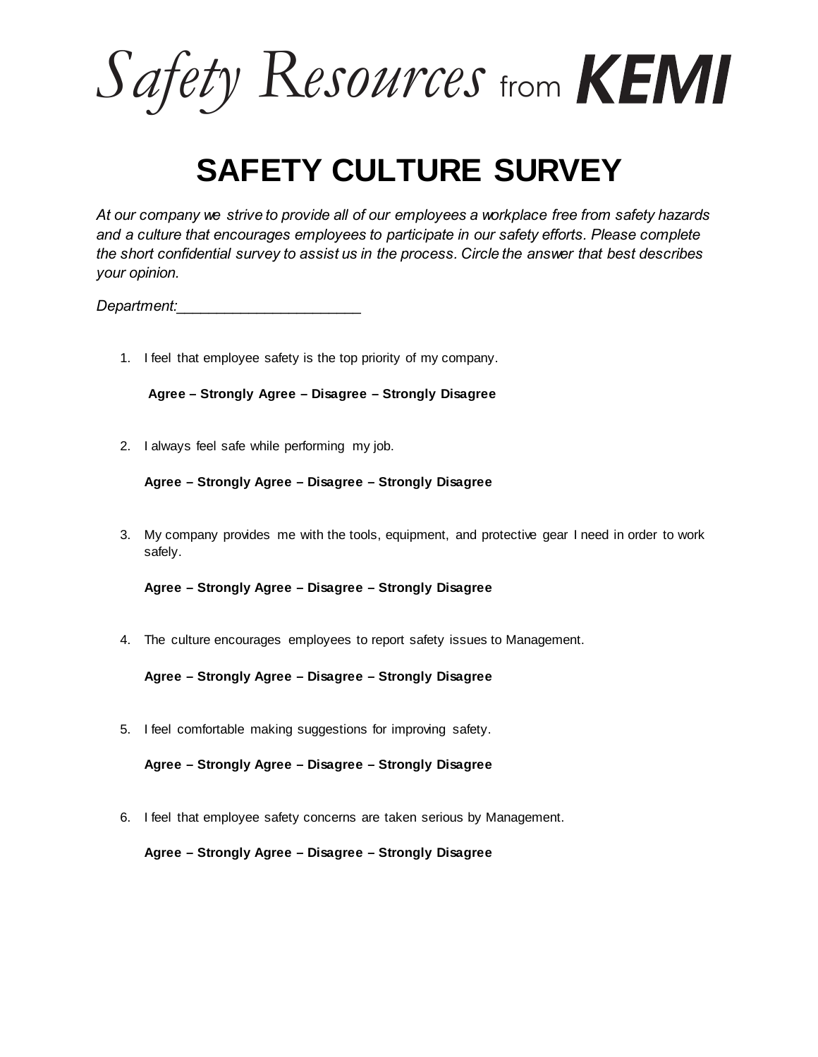Safety Resources from **KEMI**

# SAFETY CULTURE SURVEY

*At our company we strive to provide all of our employees a workplace free from safety hazards and a culture that encourages employees to participate in our safety efforts. Please complete the short confidential survey to assist us in the process. Circle the answer that best describes your opinion.*

*Department:______________________*

1. I feel that employee safety is the top priority of my company.

   **Agree – Strongly Agree – Disagree – Strongly Disagree**

2. I always feel safe while performing my job.

   **Agree – Strongly Agree – Disagree – Strongly Disagree**

3. My company provides me with the tools, equipment, and protective gear I need in order to work safely.

   **Agree – Strongly Agree – Disagree – Strongly Disagree**

4. The culture encourages employees to report safety issues to Management.

   **Agree – Strongly Agree – Disagree – Strongly Disagree**

5. I feel comfortable making suggestions for improving safety.

   **Agree – Strongly Agree – Disagree – Strongly Disagree**

6. I feel that employee safety concerns are taken serious by Management.

   **Agree – Strongly Agree – Disagree – Strongly Disagree**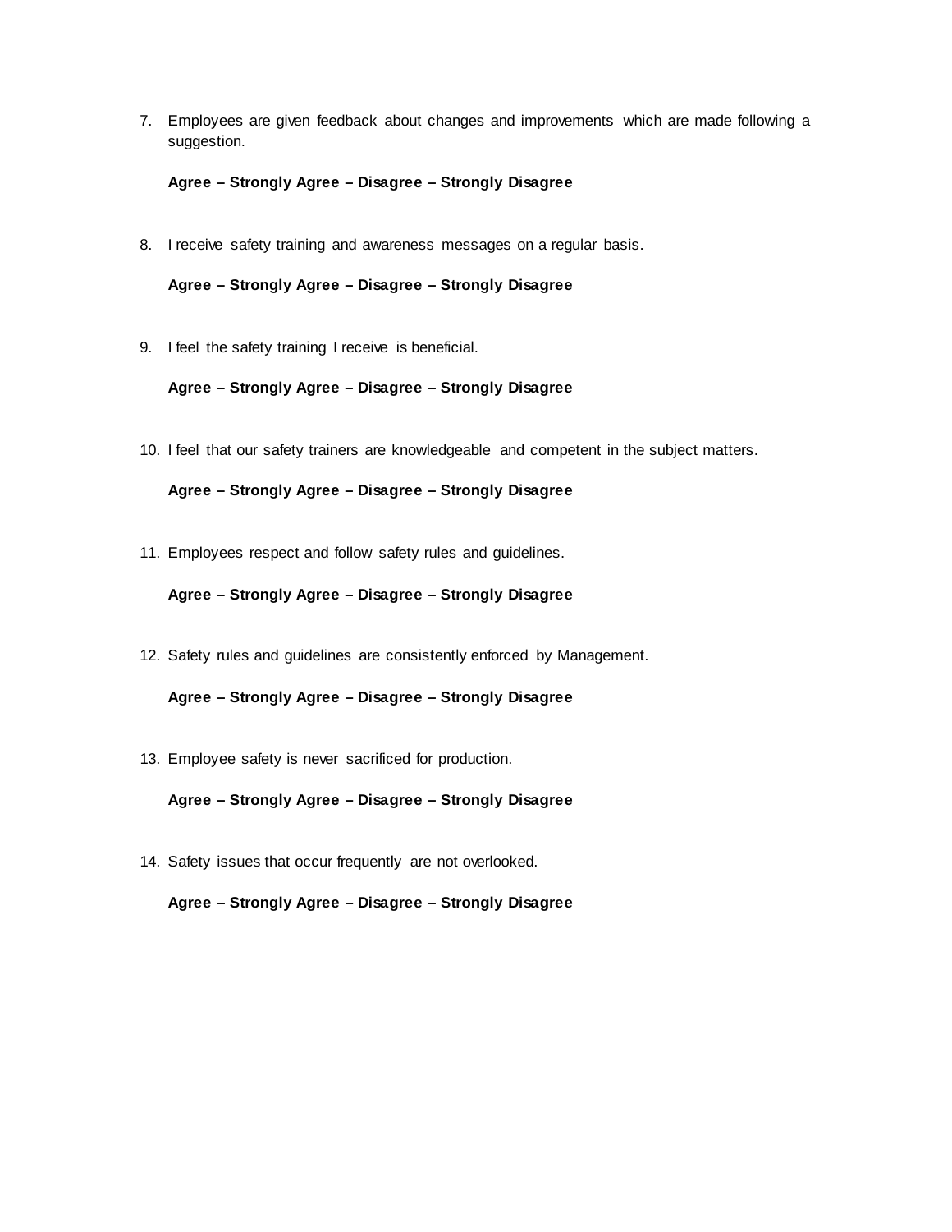7. Employees are given feedback about changes and improvements which are made following a suggestion.

   **Agree – Strongly Agree – Disagree – Strongly Disagree**

8. I receive safety training and awareness messages on a regular basis.

   **Agree – Strongly Agree – Disagree – Strongly Disagree**

9. I feel the safety training I receive is beneficial.

   **Agree – Strongly Agree – Disagree – Strongly Disagree**

10. I feel that our safety trainers are knowledgeable and competent in the subject matters.

    **Agree – Strongly Agree – Disagree – Strongly Disagree**

11. Employees respect and follow safety rules and guidelines.

    **Agree – Strongly Agree – Disagree – Strongly Disagree**

12. Safety rules and guidelines are consistently enforced by Management.

    **Agree – Strongly Agree – Disagree – Strongly Disagree**

13. Employee safety is never sacrificed for production.

    **Agree – Strongly Agree – Disagree – Strongly Disagree**

14. Safety issues that occur frequently are not overlooked.

    **Agree – Strongly Agree – Disagree – Strongly Disagree**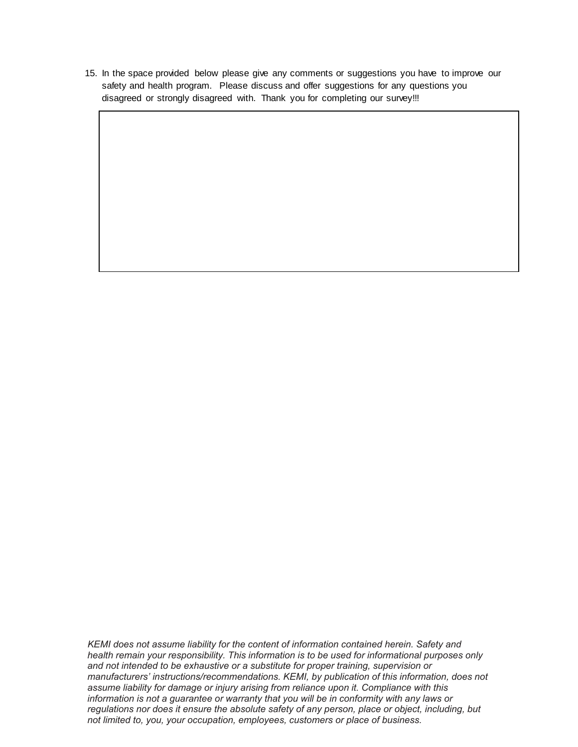15. In the space provided below please give any comments or suggestions you have to improve our safety and health program. Please discuss and offer suggestions for any questions you disagreed or strongly disagreed with. Thank you for completing our survey!!!

*KEMI does not assume liability for the content of information contained herein. Safety and health remain your responsibility. This information is to be used for informational purposes only and not intended to be exhaustive or a substitute for proper training, supervision or manufacturers' instructions/recommendations. KEMI, by publication of this information, does not assume liability for damage or injury arising from reliance upon it. Compliance with this information is not a guarantee or warranty that you will be in conformity with any laws or regulations nor does it ensure the absolute safety of any person, place or object, including, but not limited to, you, your occupation, employees, customers or place of business.*